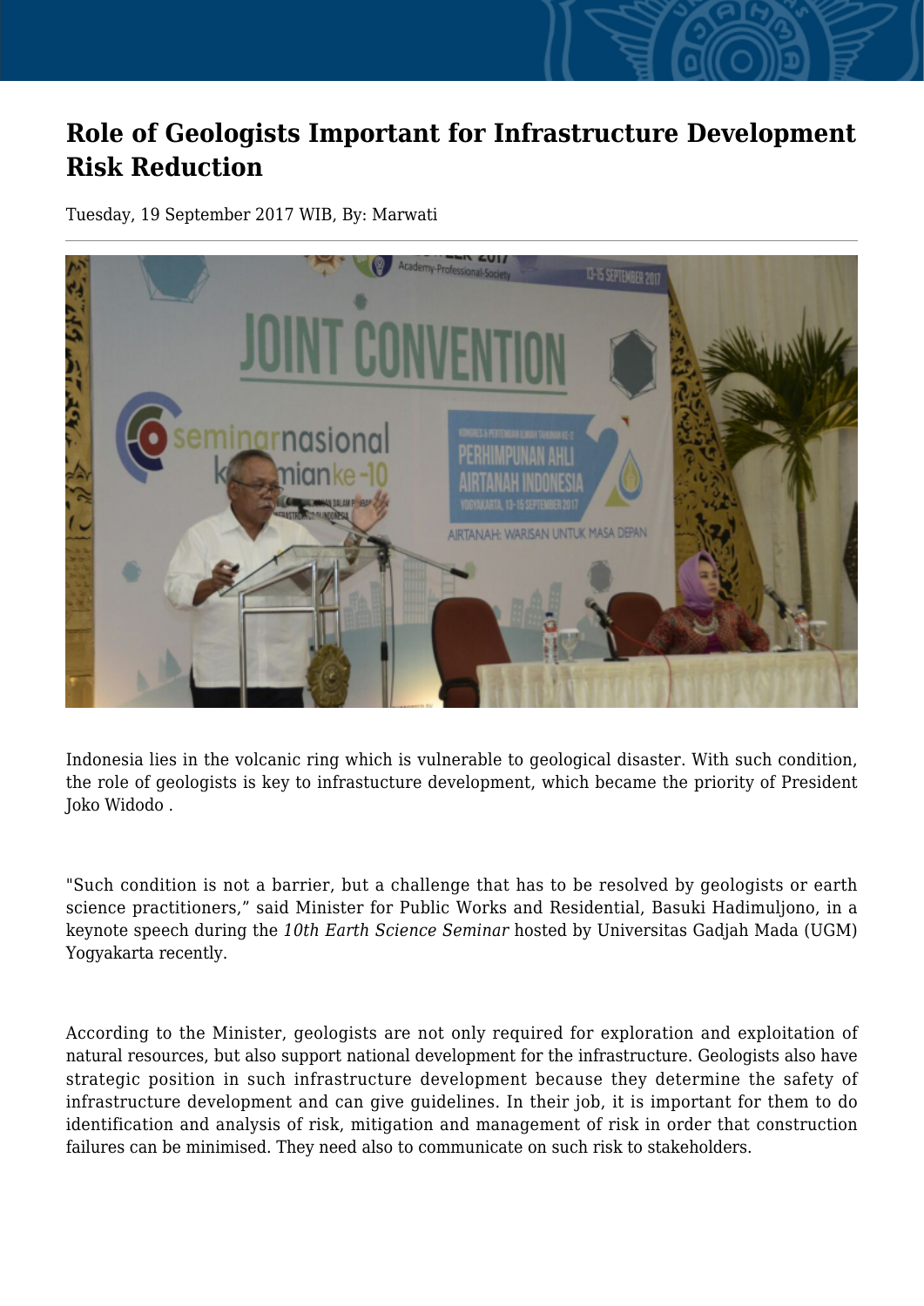# Role of Geologists Important for Infrastructure Development Risk Reduction

Tuesday, 19 September 2017 WIB, By: Marwati

Indonesia lies in the volcanic ring which is vulnerable to geological disaster. With such condition, the role of geologists is key to infrastucture development, which became the priority of President Joko Widodo .

"Such condition is not a barrier, but a challenge that has to be resolved by geologists or earth science practitioners," said Minister for Public Works and Residential, Basuki Hadimuljono, in a keynote speech during the *10th Earth Science Seminar* hosted by Universitas Gadjah Mada (UGM) Yogyakarta recently.

According to the Minister, geologists are not only required for exploration and exploitation of natural resources, but also support national development for the infrastructure. Geologists also have strategic position in such infrastructure development because they determine the safety of infrastructure development and can give guidelines. In their job, it is important for them to do identification and analysis of risk, mitigation and management of risk in order that construction failures can be minimised. They need also to communicate on such risk to stakeholders.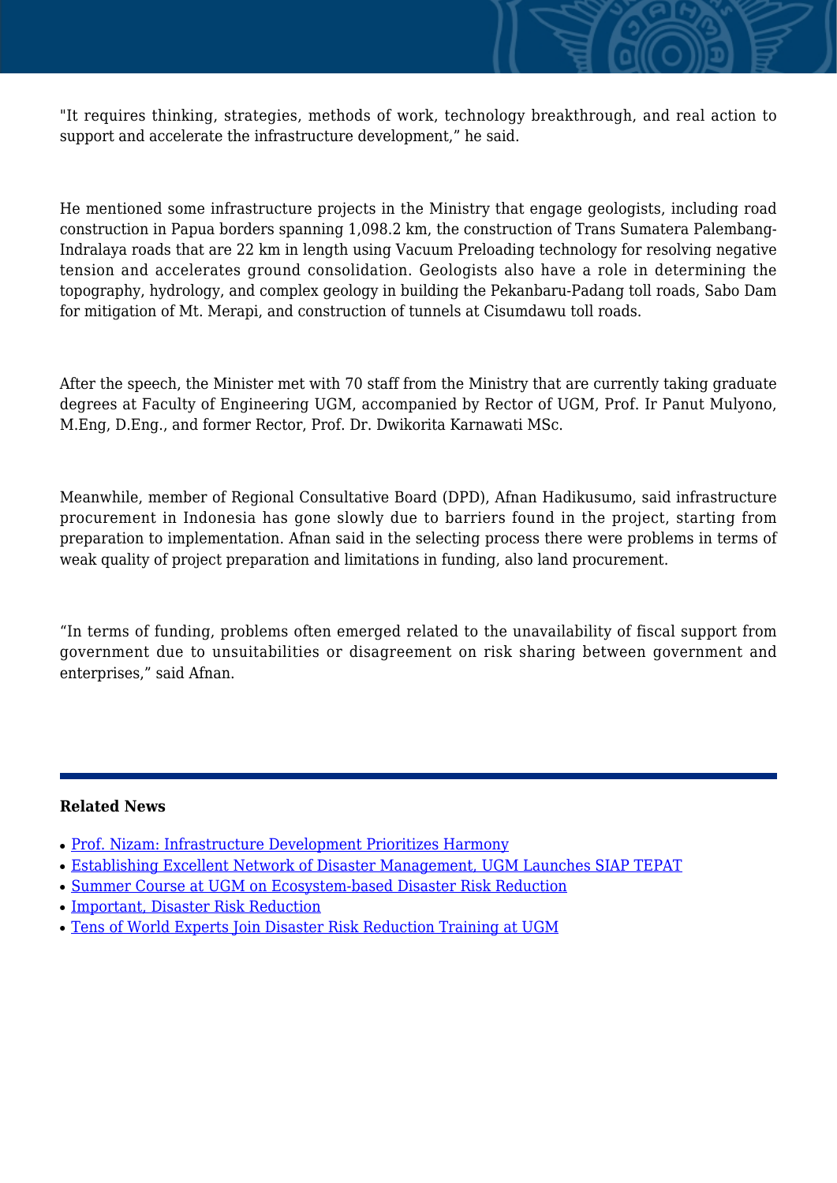"It requires thinking, strategies, methods of work, technology breakthrough, and real action to support and accelerate the infrastructure development," he said.

He mentioned some infrastructure projects in the Ministry that engage geologists, including road construction in Papua borders spanning 1,098.2 km, the construction of Trans Sumatera Palembang-Indralaya roads that are 22 km in length using Vacuum Preloading technology for resolving negative tension and accelerates ground consolidation. Geologists also have a role in determining the topography, hydrology, and complex geology in building the Pekanbaru-Padang toll roads, Sabo Dam for mitigation of Mt. Merapi, and construction of tunnels at Cisumdawu toll roads.

After the speech, the Minister met with 70 staff from the Ministry that are currently taking graduate degrees at Faculty of Engineering UGM, accompanied by Rector of UGM, Prof. Ir Panut Mulyono, M.Eng, D.Eng., and former Rector, Prof. Dr. Dwikorita Karnawati MSc.

Meanwhile, member of Regional Consultative Board (DPD), Afnan Hadikusumo, said infrastructure procurement in Indonesia has gone slowly due to barriers found in the project, starting from preparation to implementation. Afnan said in the selecting process there were problems in terms of weak quality of project preparation and limitations in funding, also land procurement.

"In terms of funding, problems often emerged related to the unavailability of fiscal support from government due to unsuitabilities or disagreement on risk sharing between government and enterprises," said Afnan.

---

**Related News**

- Prof. Nizam: Infrastructure Development Prioritizes Harmony
- Establishing Excellent Network of Disaster Management, UGM Launches SIAP TEPAT
- Summer Course at UGM on Ecosystem-based Disaster Risk Reduction
- Important, Disaster Risk Reduction
- Tens of World Experts Join Disaster Risk Reduction Training at UGM